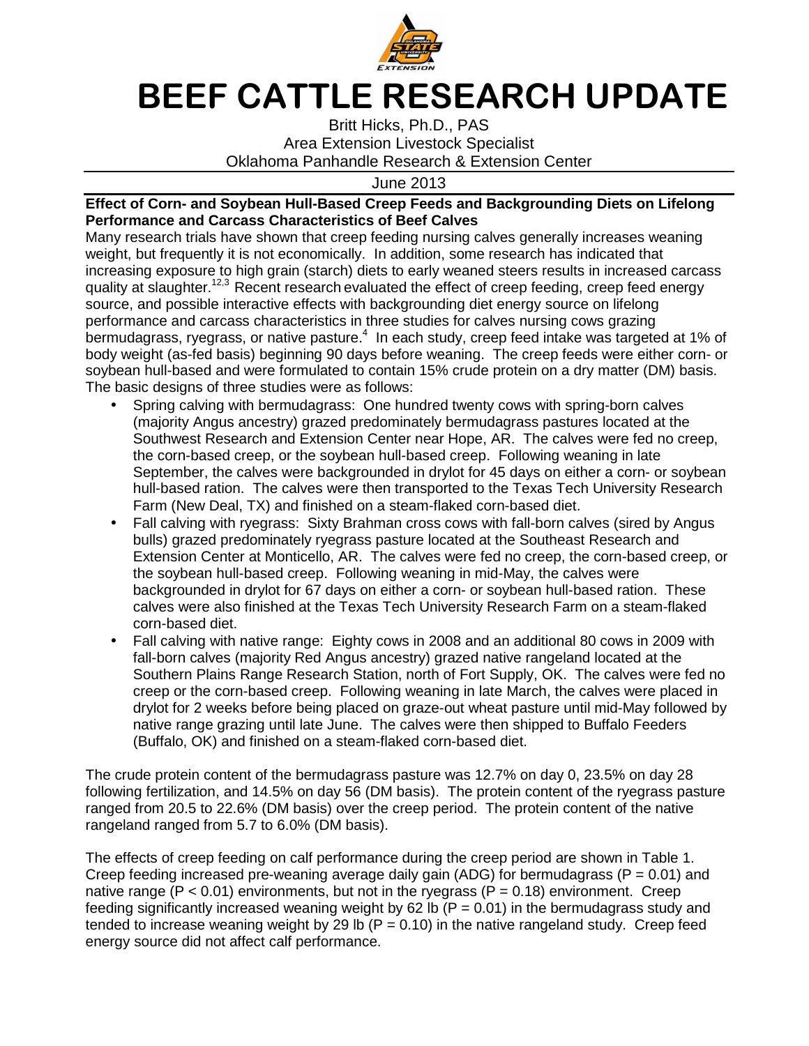# BEEF CATTLE RESEARCH UPDATE

Britt Hicks, Ph.D., PAS
Area Extension Livestock Specialist
Oklahoma Panhandle Research & Extension Center

June 2013

**Effect of Corn- and Soybean Hull-Based Creep Feeds and Backgrounding Diets on Lifelong Performance and Carcass Characteristics of Beef Calves**

Many research trials have shown that creep feeding nursing calves generally increases weaning weight, but frequently it is not economically. In addition, some research has indicated that increasing exposure to high grain (starch) diets to early weaned steers results in increased carcass quality at slaughter.[12,3] Recent research evaluated the effect of creep feeding, creep feed energy source, and possible interactive effects with backgrounding diet energy source on lifelong performance and carcass characteristics in three studies for calves nursing cows grazing bermudagrass, ryegrass, or native pasture.[4] In each study, creep feed intake was targeted at 1% of body weight (as-fed basis) beginning 90 days before weaning. The creep feeds were either corn- or soybean hull-based and were formulated to contain 15% crude protein on a dry matter (DM) basis. The basic designs of three studies were as follows:

- Spring calving with bermudagrass: One hundred twenty cows with spring-born calves (majority Angus ancestry) grazed predominately bermudagrass pastures located at the Southwest Research and Extension Center near Hope, AR. The calves were fed no creep, the corn-based creep, or the soybean hull-based creep. Following weaning in late September, the calves were backgrounded in drylot for 45 days on either a corn- or soybean hull-based ration. The calves were then transported to the Texas Tech University Research Farm (New Deal, TX) and finished on a steam-flaked corn-based diet.
- Fall calving with ryegrass: Sixty Brahman cross cows with fall-born calves (sired by Angus bulls) grazed predominately ryegrass pasture located at the Southeast Research and Extension Center at Monticello, AR. The calves were fed no creep, the corn-based creep, or the soybean hull-based creep. Following weaning in mid-May, the calves were backgrounded in drylot for 67 days on either a corn- or soybean hull-based ration. These calves were also finished at the Texas Tech University Research Farm on a steam-flaked corn-based diet.
- Fall calving with native range: Eighty cows in 2008 and an additional 80 cows in 2009 with fall-born calves (majority Red Angus ancestry) grazed native rangeland located at the Southern Plains Range Research Station, north of Fort Supply, OK. The calves were fed no creep or the corn-based creep. Following weaning in late March, the calves were placed in drylot for 2 weeks before being placed on graze-out wheat pasture until mid-May followed by native range grazing until late June. The calves were then shipped to Buffalo Feeders (Buffalo, OK) and finished on a steam-flaked corn-based diet.

The crude protein content of the bermudagrass pasture was 12.7% on day 0, 23.5% on day 28 following fertilization, and 14.5% on day 56 (DM basis). The protein content of the ryegrass pasture ranged from 20.5 to 22.6% (DM basis) over the creep period. The protein content of the native rangeland ranged from 5.7 to 6.0% (DM basis).

The effects of creep feeding on calf performance during the creep period are shown in Table 1. Creep feeding increased pre-weaning average daily gain (ADG) for bermudagrass ($P = 0.01$) and native range ($P < 0.01$) environments, but not in the ryegrass ($P = 0.18$) environment. Creep feeding significantly increased weaning weight by 62 lb ($P = 0.01$) in the bermudagrass study and tended to increase weaning weight by 29 lb ($P = 0.10$) in the native rangeland study. Creep feed energy source did not affect calf performance.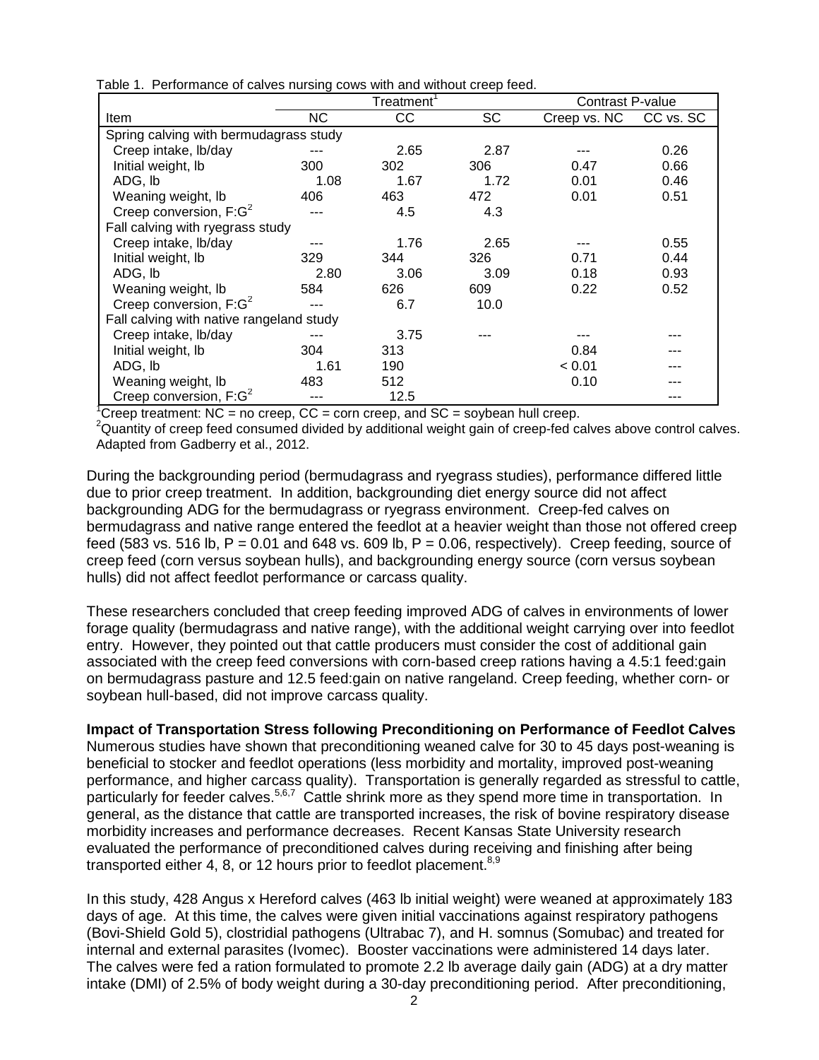Table 1. Performance of calves nursing cows with and without creep feed.

| Item | Treatment[1] | | | Contrast P-value | |
|---|---|---|---|---|---|
| | NC | CC | SC | Creep vs. NC | CC vs. SC |
| Spring calving with bermudagrass study | | | | | |
| Creep intake, lb/day | --- | 2.65 | 2.87 | --- | 0.26 |
| Initial weight, lb | 300 | 302 | 306 | 0.47 | 0.66 |
| ADG, lb | 1.08 | 1.67 | 1.72 | 0.01 | 0.46 |
| Weaning weight, lb | 406 | 463 | 472 | 0.01 | 0.51 |
| Creep conversion, F:G[2] | --- | 4.5 | 4.3 | | |
| Fall calving with ryegrass study | | | | | |
| Creep intake, lb/day | --- | 1.76 | 2.65 | --- | 0.55 |
| Initial weight, lb | 329 | 344 | 326 | 0.71 | 0.44 |
| ADG, lb | 2.80 | 3.06 | 3.09 | 0.18 | 0.93 |
| Weaning weight, lb | 584 | 626 | 609 | 0.22 | 0.52 |
| Creep conversion, F:G[2] | --- | 6.7 | 10.0 | | |
| Fall calving with native rangeland study | | | | | |
| Creep intake, lb/day | --- | 3.75 | --- | --- | --- |
| Initial weight, lb | 304 | 313 | | 0.84 | --- |
| ADG, lb | 1.61 | 190 | | < 0.01 | --- |
| Weaning weight, lb | 483 | 512 | | 0.10 | --- |
| Creep conversion, F:G[2] | --- | 12.5 | | | --- |

[1]Creep treatment: NC = no creep, CC = corn creep, and SC = soybean hull creep.
[2]Quantity of creep feed consumed divided by additional weight gain of creep-fed calves above control calves.
Adapted from Gadberry et al., 2012.

During the backgrounding period (bermudagrass and ryegrass studies), performance differed little due to prior creep treatment. In addition, backgrounding diet energy source did not affect backgrounding ADG for the bermudagrass or ryegrass environment. Creep-fed calves on bermudagrass and native range entered the feedlot at a heavier weight than those not offered creep feed (583 vs. 516 lb, $P = 0.01$ and 648 vs. 609 lb, $P = 0.06$, respectively). Creep feeding, source of creep feed (corn versus soybean hulls), and backgrounding energy source (corn versus soybean hulls) did not affect feedlot performance or carcass quality.

These researchers concluded that creep feeding improved ADG of calves in environments of lower forage quality (bermudagrass and native range), with the additional weight carrying over into feedlot entry. However, they pointed out that cattle producers must consider the cost of additional gain associated with the creep feed conversions with corn-based creep rations having a 4.5:1 feed:gain on bermudagrass pasture and 12.5 feed:gain on native rangeland. Creep feeding, whether corn- or soybean hull-based, did not improve carcass quality.

**Impact of Transportation Stress following Preconditioning on Performance of Feedlot Calves**

Numerous studies have shown that preconditioning weaned calve for 30 to 45 days post-weaning is beneficial to stocker and feedlot operations (less morbidity and mortality, improved post-weaning performance, and higher carcass quality). Transportation is generally regarded as stressful to cattle, particularly for feeder calves.[5,6,7] Cattle shrink more as they spend more time in transportation. In general, as the distance that cattle are transported increases, the risk of bovine respiratory disease morbidity increases and performance decreases. Recent Kansas State University research evaluated the performance of preconditioned calves during receiving and finishing after being transported either 4, 8, or 12 hours prior to feedlot placement.[8,9]

In this study, 428 Angus x Hereford calves (463 lb initial weight) were weaned at approximately 183 days of age. At this time, the calves were given initial vaccinations against respiratory pathogens (Bovi-Shield Gold 5), clostridial pathogens (Ultrabac 7), and H. somnus (Somubac) and treated for internal and external parasites (Ivomec). Booster vaccinations were administered 14 days later. The calves were fed a ration formulated to promote 2.2 lb average daily gain (ADG) at a dry matter intake (DMI) of 2.5% of body weight during a 30-day preconditioning period. After preconditioning,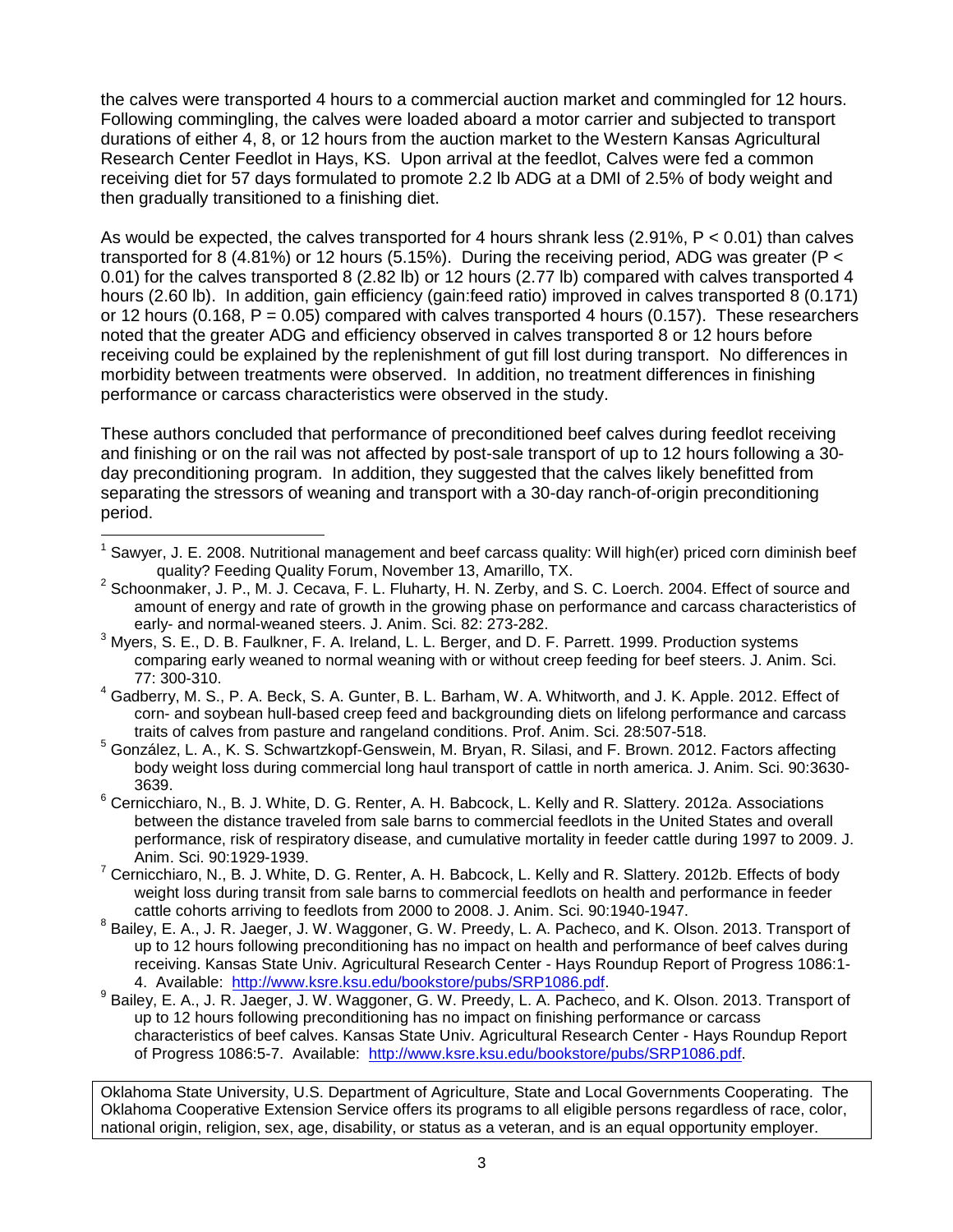the calves were transported 4 hours to a commercial auction market and commingled for 12 hours. Following commingling, the calves were loaded aboard a motor carrier and subjected to transport durations of either 4, 8, or 12 hours from the auction market to the Western Kansas Agricultural Research Center Feedlot in Hays, KS. Upon arrival at the feedlot, Calves were fed a common receiving diet for 57 days formulated to promote 2.2 lb ADG at a DMI of 2.5% of body weight and then gradually transitioned to a finishing diet.

As would be expected, the calves transported for 4 hours shrank less (2.91%, $P < 0.01$) than calves transported for 8 (4.81%) or 12 hours (5.15%). During the receiving period, ADG was greater ($P < 0.01$) for the calves transported 8 (2.82 lb) or 12 hours (2.77 lb) compared with calves transported 4 hours (2.60 lb). In addition, gain efficiency (gain:feed ratio) improved in calves transported 8 (0.171) or 12 hours (0.168, $P = 0.05$) compared with calves transported 4 hours (0.157). These researchers noted that the greater ADG and efficiency observed in calves transported 8 or 12 hours before receiving could be explained by the replenishment of gut fill lost during transport. No differences in morbidity between treatments were observed. In addition, no treatment differences in finishing performance or carcass characteristics were observed in the study.

These authors concluded that performance of preconditioned beef calves during feedlot receiving and finishing or on the rail was not affected by post-sale transport of up to 12 hours following a 30-day preconditioning program. In addition, they suggested that the calves likely benefitted from separating the stressors of weaning and transport with a 30-day ranch-of-origin preconditioning period.

---

[1] Sawyer, J. E. 2008. Nutritional management and beef carcass quality: Will high(er) priced corn diminish beef quality? Feeding Quality Forum, November 13, Amarillo, TX.

[2] Schoonmaker, J. P., M. J. Cecava, F. L. Fluharty, H. N. Zerby, and S. C. Loerch. 2004. Effect of source and amount of energy and rate of growth in the growing phase on performance and carcass characteristics of early- and normal-weaned steers. J. Anim. Sci. 82: 273-282.

[3] Myers, S. E., D. B. Faulkner, F. A. Ireland, L. L. Berger, and D. F. Parrett. 1999. Production systems comparing early weaned to normal weaning with or without creep feeding for beef steers. J. Anim. Sci. 77: 300-310.

[4] Gadberry, M. S., P. A. Beck, S. A. Gunter, B. L. Barham, W. A. Whitworth, and J. K. Apple. 2012. Effect of corn- and soybean hull-based creep feed and backgrounding diets on lifelong performance and carcass traits of calves from pasture and rangeland conditions. Prof. Anim. Sci. 28:507-518.

[5] González, L. A., K. S. Schwartzkopf-Genswein, M. Bryan, R. Silasi, and F. Brown. 2012. Factors affecting body weight loss during commercial long haul transport of cattle in north america. J. Anim. Sci. 90:3630-3639.

[6] Cernicchiaro, N., B. J. White, D. G. Renter, A. H. Babcock, L. Kelly and R. Slattery. 2012a. Associations between the distance traveled from sale barns to commercial feedlots in the United States and overall performance, risk of respiratory disease, and cumulative mortality in feeder cattle during 1997 to 2009. J. Anim. Sci. 90:1929-1939.

[7] Cernicchiaro, N., B. J. White, D. G. Renter, A. H. Babcock, L. Kelly and R. Slattery. 2012b. Effects of body weight loss during transit from sale barns to commercial feedlots on health and performance in feeder cattle cohorts arriving to feedlots from 2000 to 2008. J. Anim. Sci. 90:1940-1947.

[8] Bailey, E. A., J. R. Jaeger, J. W. Waggoner, G. W. Preedy, L. A. Pacheco, and K. Olson. 2013. Transport of up to 12 hours following preconditioning has no impact on health and performance of beef calves during receiving. Kansas State Univ. Agricultural Research Center - Hays Roundup Report of Progress 1086:1-4. Available: http://www.ksre.ksu.edu/bookstore/pubs/SRP1086.pdf.

[9] Bailey, E. A., J. R. Jaeger, J. W. Waggoner, G. W. Preedy, L. A. Pacheco, and K. Olson. 2013. Transport of up to 12 hours following preconditioning has no impact on finishing performance or carcass characteristics of beef calves. Kansas State Univ. Agricultural Research Center - Hays Roundup Report of Progress 1086:5-7. Available: http://www.ksre.ksu.edu/bookstore/pubs/SRP1086.pdf.

Oklahoma State University, U.S. Department of Agriculture, State and Local Governments Cooperating. The Oklahoma Cooperative Extension Service offers its programs to all eligible persons regardless of race, color, national origin, religion, sex, age, disability, or status as a veteran, and is an equal opportunity employer.